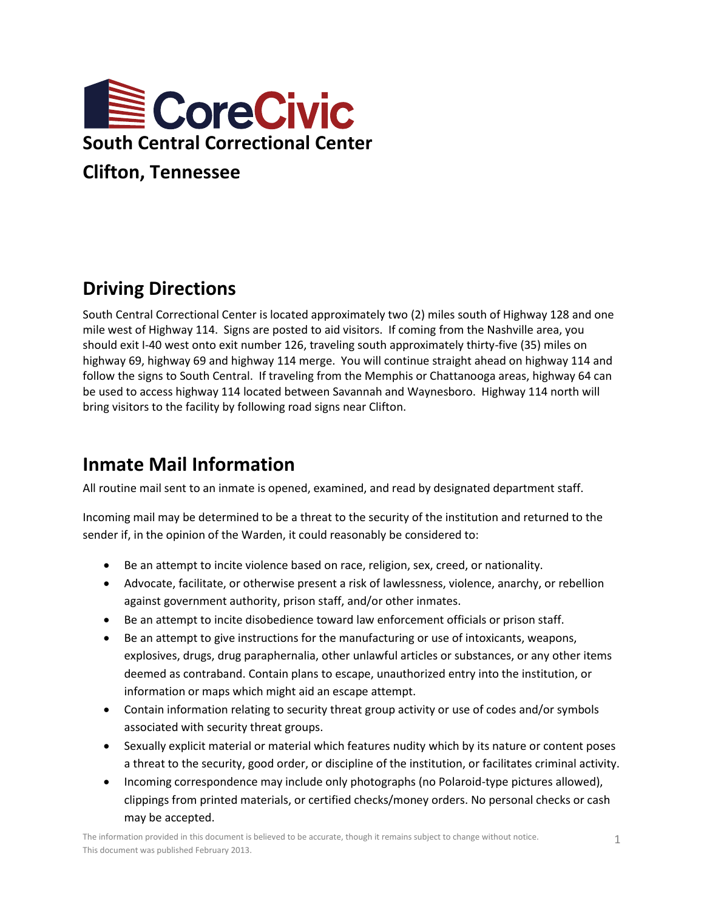# CoreCivic

## South Central Correctional Center

## Clifton, Tennessee

## Driving Directions

South Central Correctional Center is located approximately two (2) miles south of Highway 128 and one mile west of Highway 114. Signs are posted to aid visitors. If coming from the Nashville area, you should exit I-40 west onto exit number 126, traveling south approximately thirty-five (35) miles on highway 69, highway 69 and highway 114 merge. You will continue straight ahead on highway 114 and follow the signs to South Central. If traveling from the Memphis or Chattanooga areas, highway 64 can be used to access highway 114 located between Savannah and Waynesboro. Highway 114 north will bring visitors to the facility by following road signs near Clifton.

## Inmate Mail Information

All routine mail sent to an inmate is opened, examined, and read by designated department staff.

Incoming mail may be determined to be a threat to the security of the institution and returned to the sender if, in the opinion of the Warden, it could reasonably be considered to:

- Be an attempt to incite violence based on race, religion, sex, creed, or nationality.
- Advocate, facilitate, or otherwise present a risk of lawlessness, violence, anarchy, or rebellion against government authority, prison staff, and/or other inmates.
- Be an attempt to incite disobedience toward law enforcement officials or prison staff.
- Be an attempt to give instructions for the manufacturing or use of intoxicants, weapons, explosives, drugs, drug paraphernalia, other unlawful articles or substances, or any other items deemed as contraband. Contain plans to escape, unauthorized entry into the institution, or information or maps which might aid an escape attempt.
- Contain information relating to security threat group activity or use of codes and/or symbols associated with security threat groups.
- Sexually explicit material or material which features nudity which by its nature or content poses a threat to the security, good order, or discipline of the institution, or facilitates criminal activity.
- Incoming correspondence may include only photographs (no Polaroid-type pictures allowed), clippings from printed materials, or certified checks/money orders. No personal checks or cash may be accepted.

The information provided in this document is believed to be accurate, though it remains subject to change without notice. This document was published February 2013.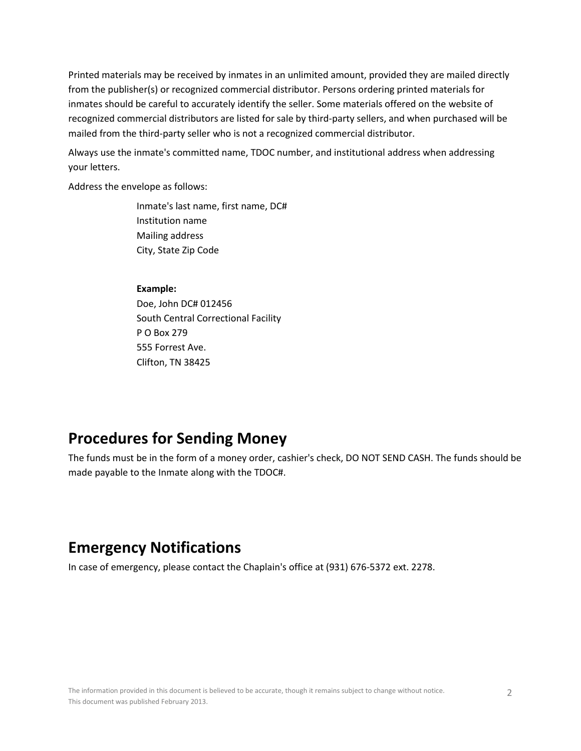Printed materials may be received by inmates in an unlimited amount, provided they are mailed directly from the publisher(s) or recognized commercial distributor. Persons ordering printed materials for inmates should be careful to accurately identify the seller. Some materials offered on the website of recognized commercial distributors are listed for sale by third-party sellers, and when purchased will be mailed from the third-party seller who is not a recognized commercial distributor.

Always use the inmate's committed name, TDOC number, and institutional address when addressing your letters.

Address the envelope as follows:

> Inmate's last name, first name, DC#
> Institution name
> Mailing address
> City, State Zip Code
>
> **Example:**
> Doe, John DC# 012456
> South Central Correctional Facility
> P O Box 279
> 555 Forrest Ave.
> Clifton, TN 38425

## Procedures for Sending Money

The funds must be in the form of a money order, cashier's check, DO NOT SEND CASH. The funds should be made payable to the Inmate along with the TDOC#.

## Emergency Notifications

In case of emergency, please contact the Chaplain's office at (931) 676-5372 ext. 2278.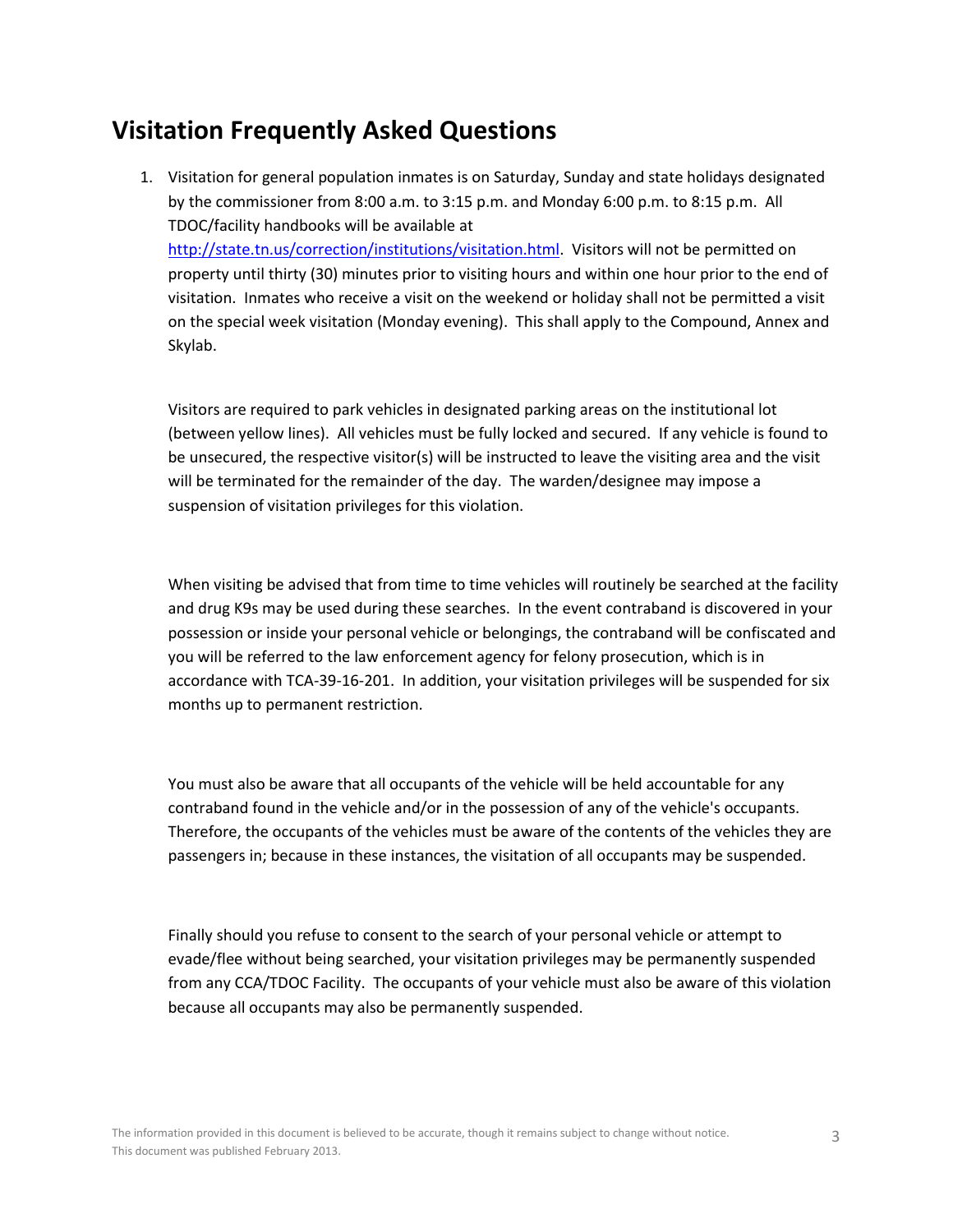## Visitation Frequently Asked Questions

1. Visitation for general population inmates is on Saturday, Sunday and state holidays designated by the commissioner from 8:00 a.m. to 3:15 p.m. and Monday 6:00 p.m. to 8:15 p.m. All TDOC/facility handbooks will be available at http://state.tn.us/correction/institutions/visitation.html. Visitors will not be permitted on property until thirty (30) minutes prior to visiting hours and within one hour prior to the end of visitation. Inmates who receive a visit on the weekend or holiday shall not be permitted a visit on the special week visitation (Monday evening). This shall apply to the Compound, Annex and Skylab.

   Visitors are required to park vehicles in designated parking areas on the institutional lot (between yellow lines). All vehicles must be fully locked and secured. If any vehicle is found to be unsecured, the respective visitor(s) will be instructed to leave the visiting area and the visit will be terminated for the remainder of the day. The warden/designee may impose a suspension of visitation privileges for this violation.

   When visiting be advised that from time to time vehicles will routinely be searched at the facility and drug K9s may be used during these searches. In the event contraband is discovered in your possession or inside your personal vehicle or belongings, the contraband will be confiscated and you will be referred to the law enforcement agency for felony prosecution, which is in accordance with TCA-39-16-201. In addition, your visitation privileges will be suspended for six months up to permanent restriction.

   You must also be aware that all occupants of the vehicle will be held accountable for any contraband found in the vehicle and/or in the possession of any of the vehicle's occupants. Therefore, the occupants of the vehicles must be aware of the contents of the vehicles they are passengers in; because in these instances, the visitation of all occupants may be suspended.

   Finally should you refuse to consent to the search of your personal vehicle or attempt to evade/flee without being searched, your visitation privileges may be permanently suspended from any CCA/TDOC Facility. The occupants of your vehicle must also be aware of this violation because all occupants may also be permanently suspended.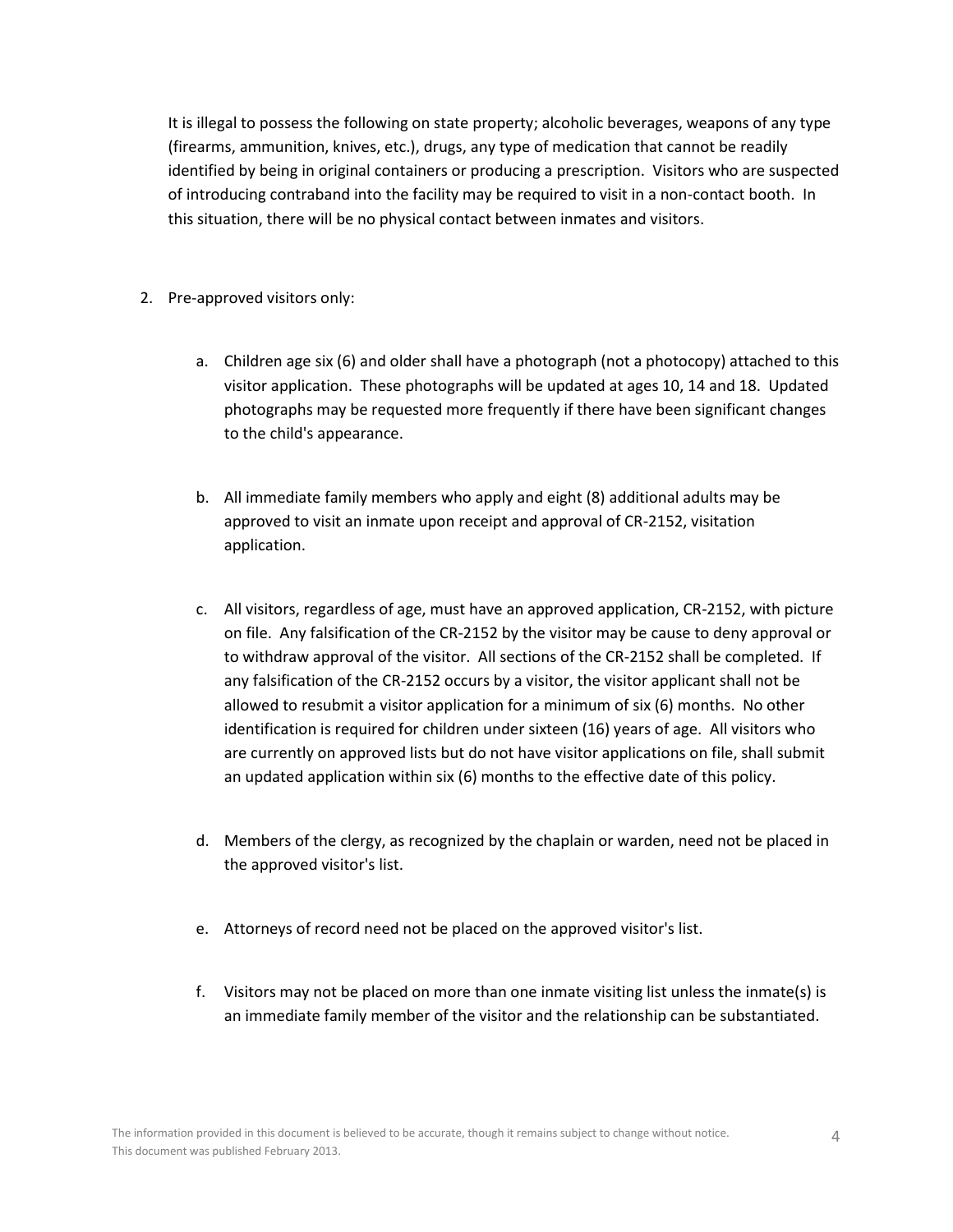It is illegal to possess the following on state property; alcoholic beverages, weapons of any type (firearms, ammunition, knives, etc.), drugs, any type of medication that cannot be readily identified by being in original containers or producing a prescription. Visitors who are suspected of introducing contraband into the facility may be required to visit in a non-contact booth. In this situation, there will be no physical contact between inmates and visitors.

2. Pre-approved visitors only:

   a. Children age six (6) and older shall have a photograph (not a photocopy) attached to this visitor application. These photographs will be updated at ages 10, 14 and 18. Updated photographs may be requested more frequently if there have been significant changes to the child's appearance.

   b. All immediate family members who apply and eight (8) additional adults may be approved to visit an inmate upon receipt and approval of CR-2152, visitation application.

   c. All visitors, regardless of age, must have an approved application, CR-2152, with picture on file. Any falsification of the CR-2152 by the visitor may be cause to deny approval or to withdraw approval of the visitor. All sections of the CR-2152 shall be completed. If any falsification of the CR-2152 occurs by a visitor, the visitor applicant shall not be allowed to resubmit a visitor application for a minimum of six (6) months. No other identification is required for children under sixteen (16) years of age. All visitors who are currently on approved lists but do not have visitor applications on file, shall submit an updated application within six (6) months to the effective date of this policy.

   d. Members of the clergy, as recognized by the chaplain or warden, need not be placed in the approved visitor's list.

   e. Attorneys of record need not be placed on the approved visitor's list.

   f. Visitors may not be placed on more than one inmate visiting list unless the inmate(s) is an immediate family member of the visitor and the relationship can be substantiated.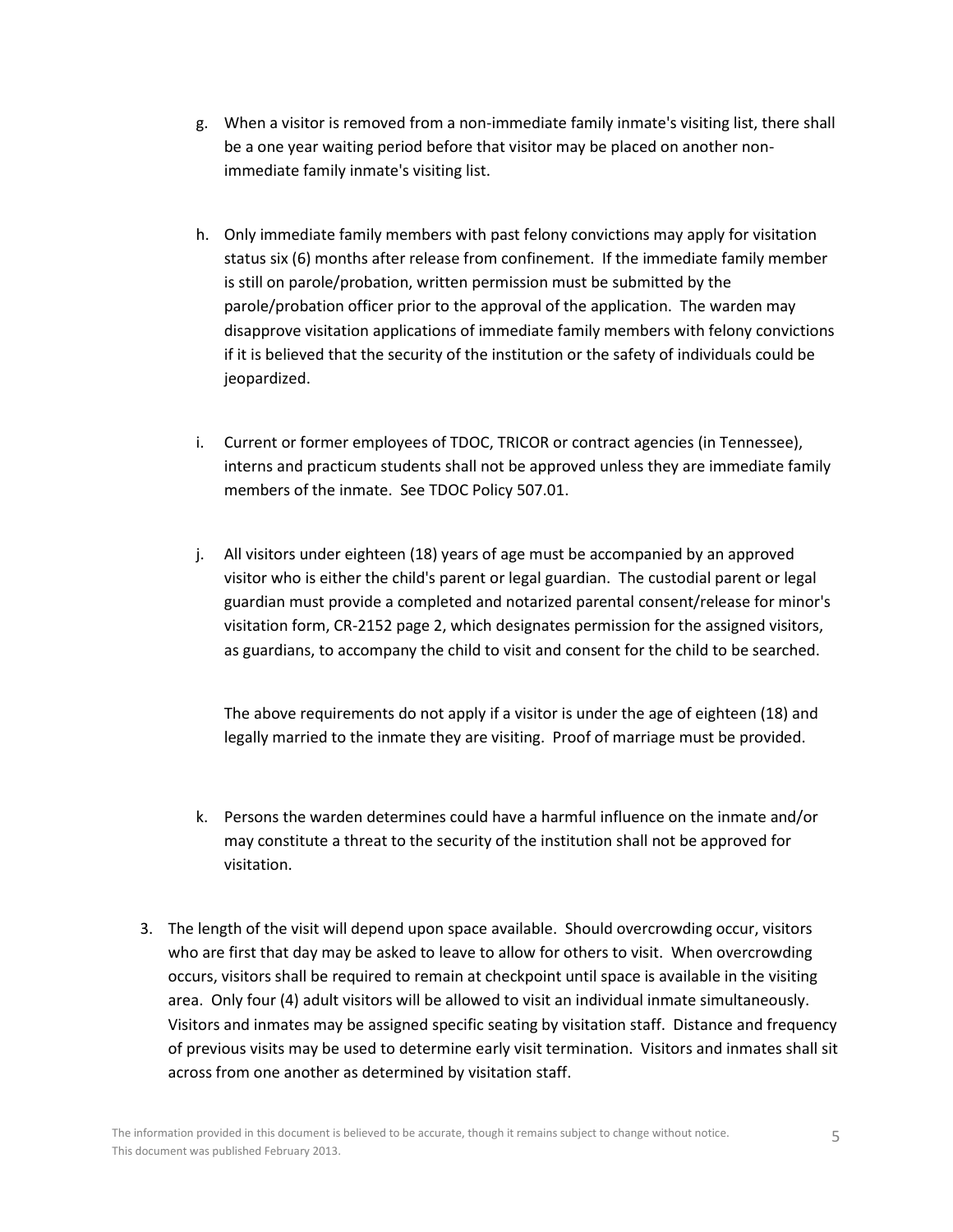g. When a visitor is removed from a non-immediate family inmate's visiting list, there shall be a one year waiting period before that visitor may be placed on another non-immediate family inmate's visiting list.

h. Only immediate family members with past felony convictions may apply for visitation status six (6) months after release from confinement. If the immediate family member is still on parole/probation, written permission must be submitted by the parole/probation officer prior to the approval of the application. The warden may disapprove visitation applications of immediate family members with felony convictions if it is believed that the security of the institution or the safety of individuals could be jeopardized.

i. Current or former employees of TDOC, TRICOR or contract agencies (in Tennessee), interns and practicum students shall not be approved unless they are immediate family members of the inmate. See TDOC Policy 507.01.

j. All visitors under eighteen (18) years of age must be accompanied by an approved visitor who is either the child's parent or legal guardian. The custodial parent or legal guardian must provide a completed and notarized parental consent/release for minor's visitation form, CR-2152 page 2, which designates permission for the assigned visitors, as guardians, to accompany the child to visit and consent for the child to be searched.

   The above requirements do not apply if a visitor is under the age of eighteen (18) and legally married to the inmate they are visiting. Proof of marriage must be provided.

k. Persons the warden determines could have a harmful influence on the inmate and/or may constitute a threat to the security of the institution shall not be approved for visitation.

3. The length of the visit will depend upon space available. Should overcrowding occur, visitors who are first that day may be asked to leave to allow for others to visit. When overcrowding occurs, visitors shall be required to remain at checkpoint until space is available in the visiting area. Only four (4) adult visitors will be allowed to visit an individual inmate simultaneously. Visitors and inmates may be assigned specific seating by visitation staff. Distance and frequency of previous visits may be used to determine early visit termination. Visitors and inmates shall sit across from one another as determined by visitation staff.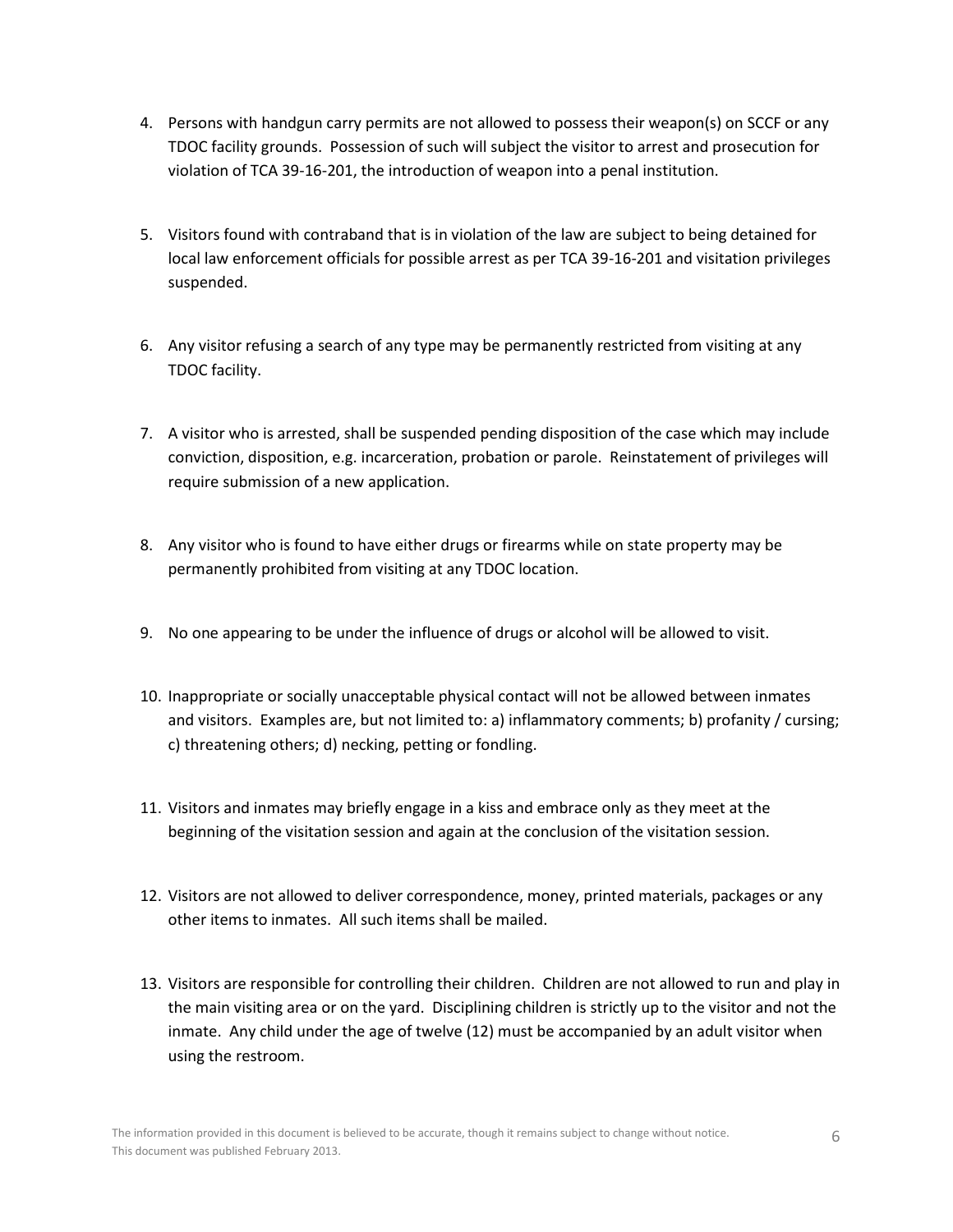4. Persons with handgun carry permits are not allowed to possess their weapon(s) on SCCF or any TDOC facility grounds. Possession of such will subject the visitor to arrest and prosecution for violation of TCA 39-16-201, the introduction of weapon into a penal institution.

5. Visitors found with contraband that is in violation of the law are subject to being detained for local law enforcement officials for possible arrest as per TCA 39-16-201 and visitation privileges suspended.

6. Any visitor refusing a search of any type may be permanently restricted from visiting at any TDOC facility.

7. A visitor who is arrested, shall be suspended pending disposition of the case which may include conviction, disposition, e.g. incarceration, probation or parole. Reinstatement of privileges will require submission of a new application.

8. Any visitor who is found to have either drugs or firearms while on state property may be permanently prohibited from visiting at any TDOC location.

9. No one appearing to be under the influence of drugs or alcohol will be allowed to visit.

10. Inappropriate or socially unacceptable physical contact will not be allowed between inmates and visitors. Examples are, but not limited to: a) inflammatory comments; b) profanity / cursing; c) threatening others; d) necking, petting or fondling.

11. Visitors and inmates may briefly engage in a kiss and embrace only as they meet at the beginning of the visitation session and again at the conclusion of the visitation session.

12. Visitors are not allowed to deliver correspondence, money, printed materials, packages or any other items to inmates. All such items shall be mailed.

13. Visitors are responsible for controlling their children. Children are not allowed to run and play in the main visiting area or on the yard. Disciplining children is strictly up to the visitor and not the inmate. Any child under the age of twelve (12) must be accompanied by an adult visitor when using the restroom.

The information provided in this document is believed to be accurate, though it remains subject to change without notice.
This document was published February 2013.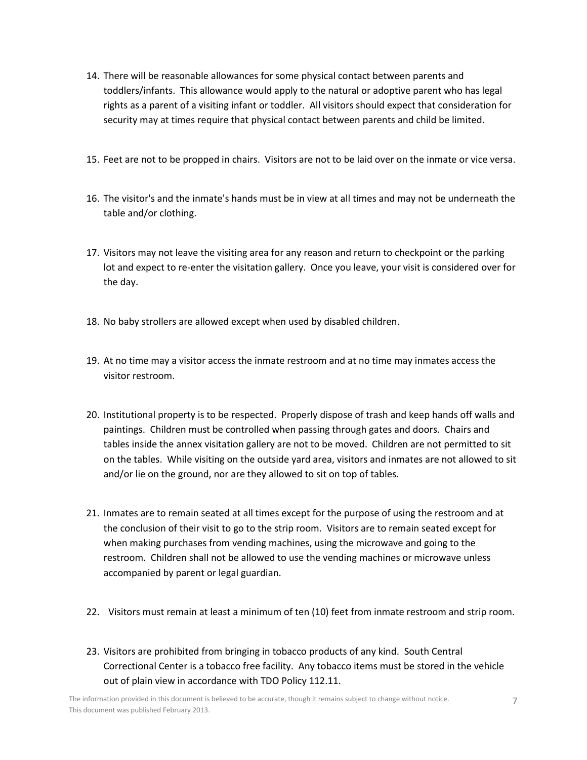14. There will be reasonable allowances for some physical contact between parents and toddlers/infants. This allowance would apply to the natural or adoptive parent who has legal rights as a parent of a visiting infant or toddler. All visitors should expect that consideration for security may at times require that physical contact between parents and child be limited.

15. Feet are not to be propped in chairs. Visitors are not to be laid over on the inmate or vice versa.

16. The visitor's and the inmate's hands must be in view at all times and may not be underneath the table and/or clothing.

17. Visitors may not leave the visiting area for any reason and return to checkpoint or the parking lot and expect to re-enter the visitation gallery. Once you leave, your visit is considered over for the day.

18. No baby strollers are allowed except when used by disabled children.

19. At no time may a visitor access the inmate restroom and at no time may inmates access the visitor restroom.

20. Institutional property is to be respected. Properly dispose of trash and keep hands off walls and paintings. Children must be controlled when passing through gates and doors. Chairs and tables inside the annex visitation gallery are not to be moved. Children are not permitted to sit on the tables. While visiting on the outside yard area, visitors and inmates are not allowed to sit and/or lie on the ground, nor are they allowed to sit on top of tables.

21. Inmates are to remain seated at all times except for the purpose of using the restroom and at the conclusion of their visit to go to the strip room. Visitors are to remain seated except for when making purchases from vending machines, using the microwave and going to the restroom. Children shall not be allowed to use the vending machines or microwave unless accompanied by parent or legal guardian.

22. Visitors must remain at least a minimum of ten (10) feet from inmate restroom and strip room.

23. Visitors are prohibited from bringing in tobacco products of any kind. South Central Correctional Center is a tobacco free facility. Any tobacco items must be stored in the vehicle out of plain view in accordance with TDO Policy 112.11.

The information provided in this document is believed to be accurate, though it remains subject to change without notice. This document was published February 2013.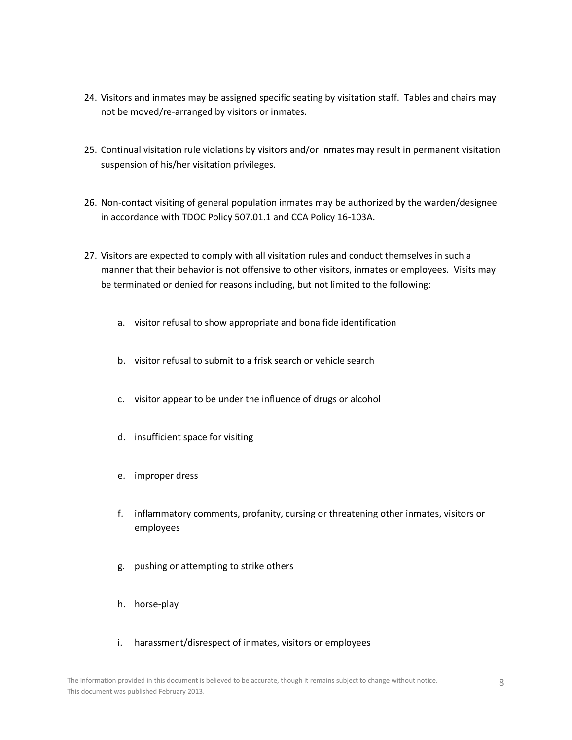24. Visitors and inmates may be assigned specific seating by visitation staff. Tables and chairs may not be moved/re-arranged by visitors or inmates.

25. Continual visitation rule violations by visitors and/or inmates may result in permanent visitation suspension of his/her visitation privileges.

26. Non-contact visiting of general population inmates may be authorized by the warden/designee in accordance with TDOC Policy 507.01.1 and CCA Policy 16-103A.

27. Visitors are expected to comply with all visitation rules and conduct themselves in such a manner that their behavior is not offensive to other visitors, inmates or employees. Visits may be terminated or denied for reasons including, but not limited to the following:

    a. visitor refusal to show appropriate and bona fide identification

    b. visitor refusal to submit to a frisk search or vehicle search

    c. visitor appear to be under the influence of drugs or alcohol

    d. insufficient space for visiting

    e. improper dress

    f. inflammatory comments, profanity, cursing or threatening other inmates, visitors or employees

    g. pushing or attempting to strike others

    h. horse-play

    i. harassment/disrespect of inmates, visitors or employees

The information provided in this document is believed to be accurate, though it remains subject to change without notice. This document was published February 2013.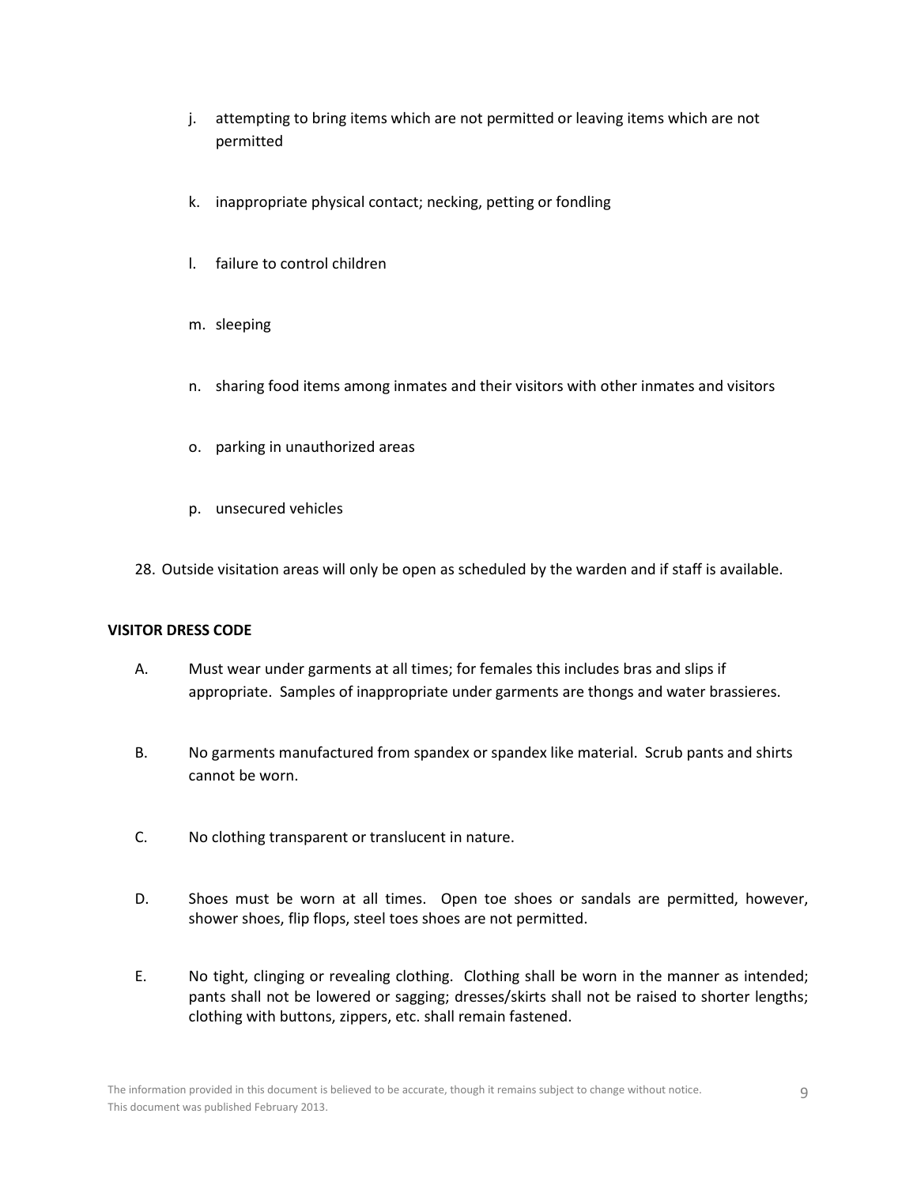j. attempting to bring items which are not permitted or leaving items which are not permitted

k. inappropriate physical contact; necking, petting or fondling

l. failure to control children

m. sleeping

n. sharing food items among inmates and their visitors with other inmates and visitors

o. parking in unauthorized areas

p. unsecured vehicles

28. Outside visitation areas will only be open as scheduled by the warden and if staff is available.

**VISITOR DRESS CODE**

A. Must wear under garments at all times; for females this includes bras and slips if appropriate. Samples of inappropriate under garments are thongs and water brassieres.

B. No garments manufactured from spandex or spandex like material. Scrub pants and shirts cannot be worn.

C. No clothing transparent or translucent in nature.

D. Shoes must be worn at all times. Open toe shoes or sandals are permitted, however, shower shoes, flip flops, steel toes shoes are not permitted.

E. No tight, clinging or revealing clothing. Clothing shall be worn in the manner as intended; pants shall not be lowered or sagging; dresses/skirts shall not be raised to shorter lengths; clothing with buttons, zippers, etc. shall remain fastened.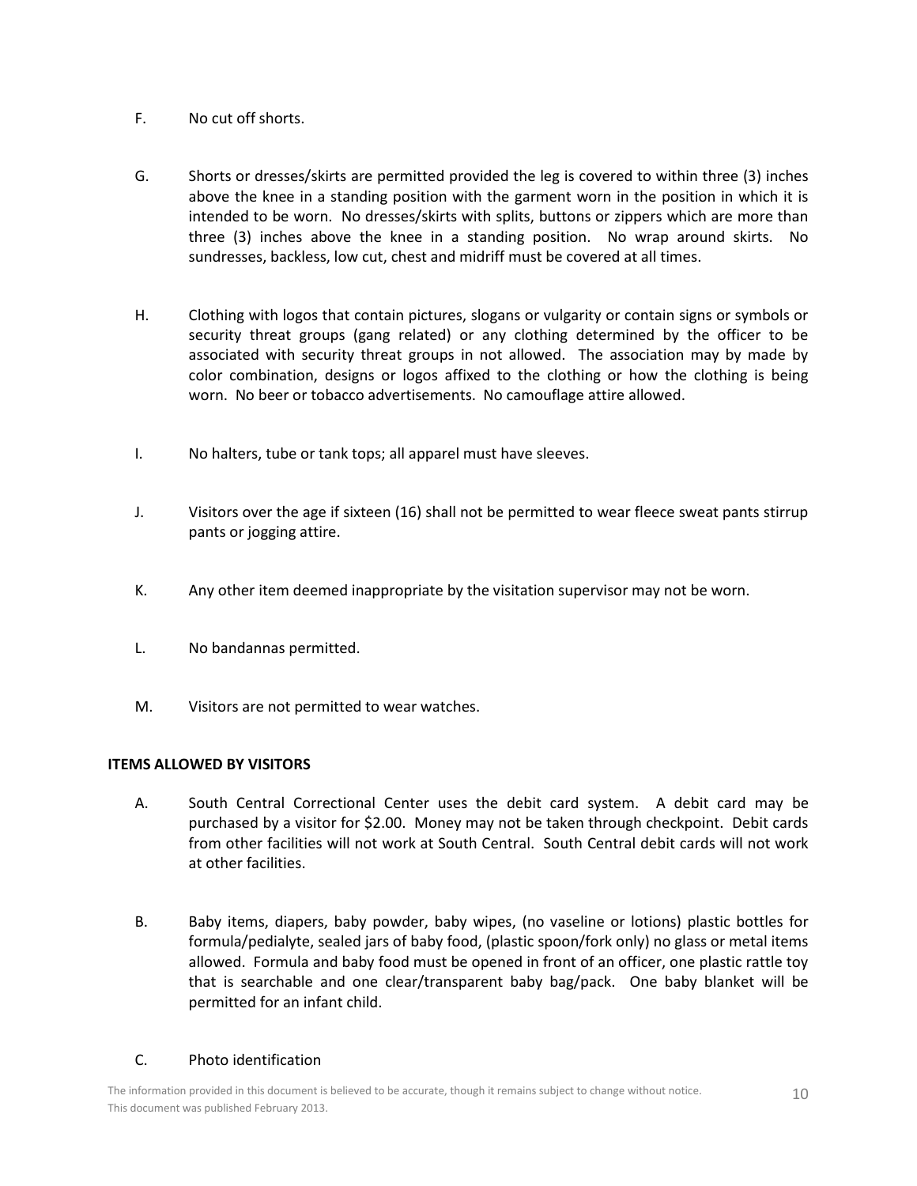F. No cut off shorts.

G. Shorts or dresses/skirts are permitted provided the leg is covered to within three (3) inches above the knee in a standing position with the garment worn in the position in which it is intended to be worn. No dresses/skirts with splits, buttons or zippers which are more than three (3) inches above the knee in a standing position. No wrap around skirts. No sundresses, backless, low cut, chest and midriff must be covered at all times.

H. Clothing with logos that contain pictures, slogans or vulgarity or contain signs or symbols or security threat groups (gang related) or any clothing determined by the officer to be associated with security threat groups in not allowed. The association may by made by color combination, designs or logos affixed to the clothing or how the clothing is being worn. No beer or tobacco advertisements. No camouflage attire allowed.

I. No halters, tube or tank tops; all apparel must have sleeves.

J. Visitors over the age if sixteen (16) shall not be permitted to wear fleece sweat pants stirrup pants or jogging attire.

K. Any other item deemed inappropriate by the visitation supervisor may not be worn.

L. No bandannas permitted.

M. Visitors are not permitted to wear watches.

**ITEMS ALLOWED BY VISITORS**

A. South Central Correctional Center uses the debit card system. A debit card may be purchased by a visitor for $2.00. Money may not be taken through checkpoint. Debit cards from other facilities will not work at South Central. South Central debit cards will not work at other facilities.

B. Baby items, diapers, baby powder, baby wipes, (no vaseline or lotions) plastic bottles for formula/pedialyte, sealed jars of baby food, (plastic spoon/fork only) no glass or metal items allowed. Formula and baby food must be opened in front of an officer, one plastic rattle toy that is searchable and one clear/transparent baby bag/pack. One baby blanket will be permitted for an infant child.

C. Photo identification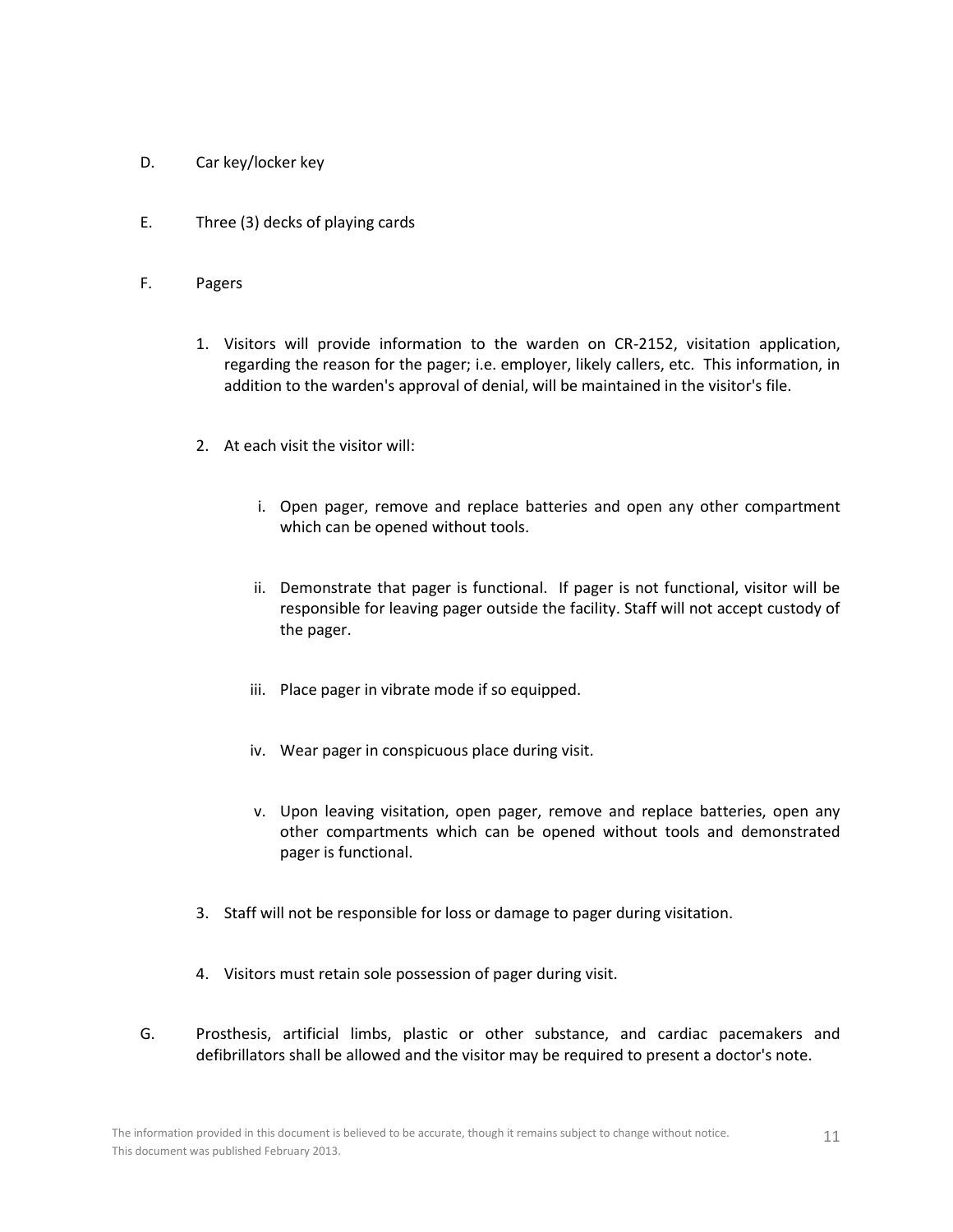D. Car key/locker key

E. Three (3) decks of playing cards

F. Pagers

1. Visitors will provide information to the warden on CR-2152, visitation application, regarding the reason for the pager; i.e. employer, likely callers, etc. This information, in addition to the warden's approval of denial, will be maintained in the visitor's file.

2. At each visit the visitor will:

    i. Open pager, remove and replace batteries and open any other compartment which can be opened without tools.

    ii. Demonstrate that pager is functional. If pager is not functional, visitor will be responsible for leaving pager outside the facility. Staff will not accept custody of the pager.

    iii. Place pager in vibrate mode if so equipped.

    iv. Wear pager in conspicuous place during visit.

    v. Upon leaving visitation, open pager, remove and replace batteries, open any other compartments which can be opened without tools and demonstrated pager is functional.

3. Staff will not be responsible for loss or damage to pager during visitation.

4. Visitors must retain sole possession of pager during visit.

G. Prosthesis, artificial limbs, plastic or other substance, and cardiac pacemakers and defibrillators shall be allowed and the visitor may be required to present a doctor's note.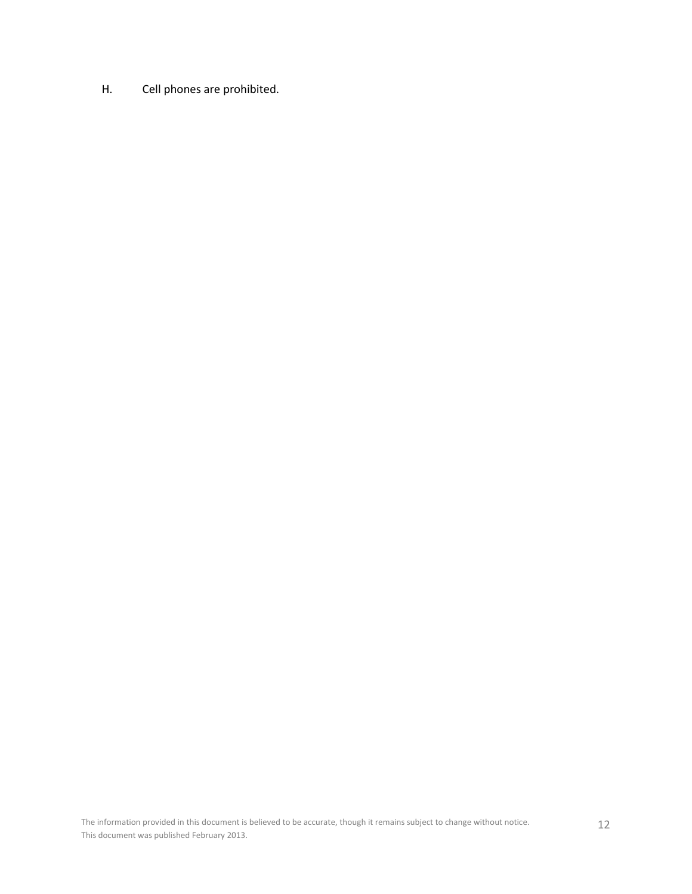H. Cell phones are prohibited.